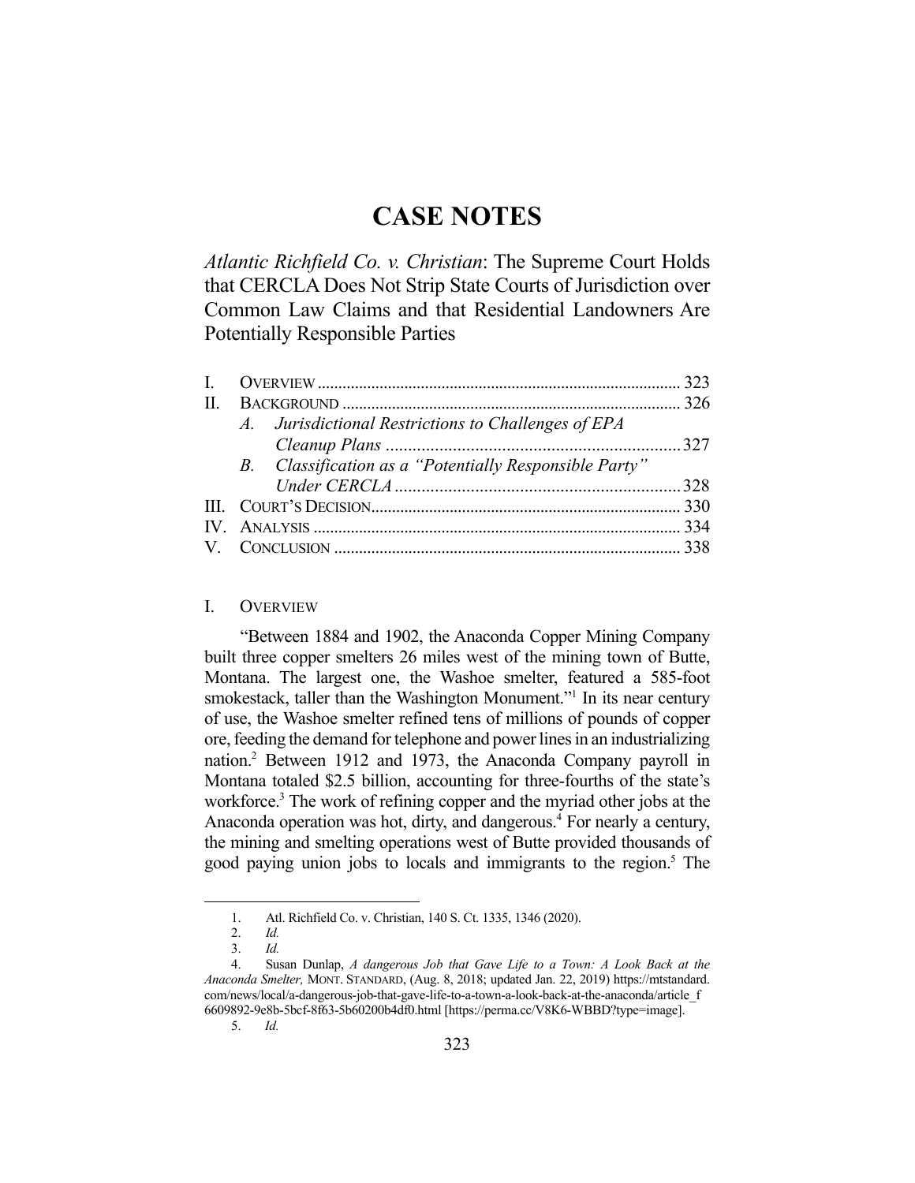# CASE NOTES

*Atlantic Richfield Co. v. Christian*: The Supreme Court Holds that CERCLA Does Not Strip State Courts of Jurisdiction over Common Law Claims and that Residential Landowners Are Potentially Responsible Parties

I. OVERVIEW ........................................................................................ 323
II. BACKGROUND ................................................................................. 326
  A. *Jurisdictional Restrictions to Challenges of EPA Cleanup Plans* ..................................................................... 327
  B. *Classification as a "Potentially Responsible Party" Under CERCLA* ................................................................... 328
III. COURT'S DECISION......................................................................... 330
IV. ANALYSIS ........................................................................................ 334
V. CONCLUSION ................................................................................... 338

## I. OVERVIEW

"Between 1884 and 1902, the Anaconda Copper Mining Company built three copper smelters 26 miles west of the mining town of Butte, Montana. The largest one, the Washoe smelter, featured a 585-foot smokestack, taller than the Washington Monument."[1] In its near century of use, the Washoe smelter refined tens of millions of pounds of copper ore, feeding the demand for telephone and power lines in an industrializing nation.[2] Between 1912 and 1973, the Anaconda Company payroll in Montana totaled $2.5 billion, accounting for three-fourths of the state's workforce.[3] The work of refining copper and the myriad other jobs at the Anaconda operation was hot, dirty, and dangerous.[4] For nearly a century, the mining and smelting operations west of Butte provided thousands of good paying union jobs to locals and immigrants to the region.[5] The

---

1. Atl. Richfield Co. v. Christian, 140 S. Ct. 1335, 1346 (2020).
2. *Id.*
3. *Id.*
4. Susan Dunlap, *A dangerous Job that Gave Life to a Town: A Look Back at the Anaconda Smelter,* MONT. STANDARD, (Aug. 8, 2018; updated Jan. 22, 2019) https://mtstandard.com/news/local/a-dangerous-job-that-gave-life-to-a-town-a-look-back-at-the-anaconda/article_f6609892-9e8b-5bcf-8f63-5b60200b4df0.html [https://perma.cc/V8K6-WBBD?type=image].
5. *Id.*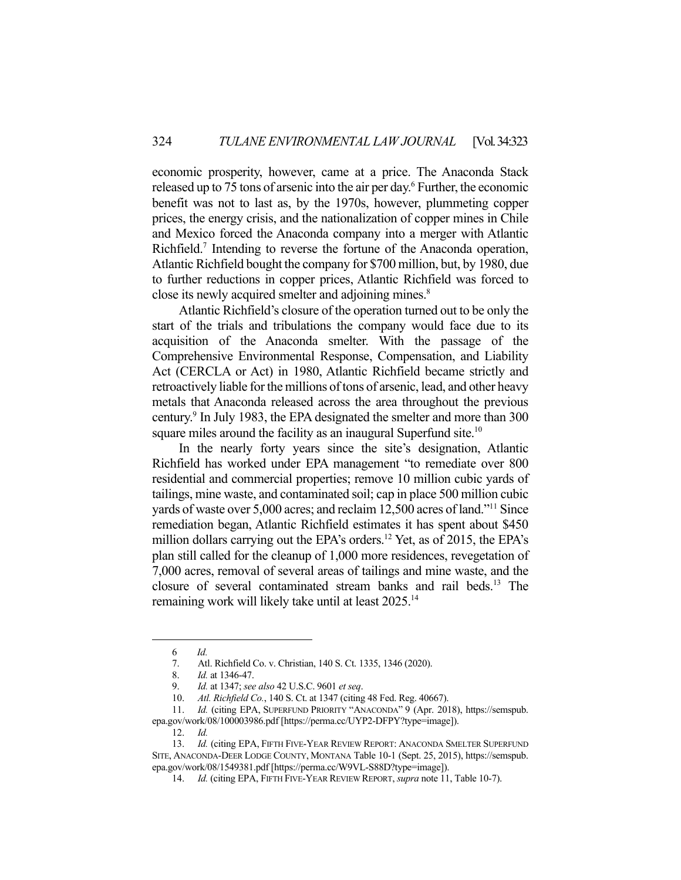economic prosperity, however, came at a price. The Anaconda Stack released up to 75 tons of arsenic into the air per day.[6] Further, the economic benefit was not to last as, by the 1970s, however, plummeting copper prices, the energy crisis, and the nationalization of copper mines in Chile and Mexico forced the Anaconda company into a merger with Atlantic Richfield.[7] Intending to reverse the fortune of the Anaconda operation, Atlantic Richfield bought the company for $700 million, but, by 1980, due to further reductions in copper prices, Atlantic Richfield was forced to close its newly acquired smelter and adjoining mines.[8]

Atlantic Richfield's closure of the operation turned out to be only the start of the trials and tribulations the company would face due to its acquisition of the Anaconda smelter. With the passage of the Comprehensive Environmental Response, Compensation, and Liability Act (CERCLA or Act) in 1980, Atlantic Richfield became strictly and retroactively liable for the millions of tons of arsenic, lead, and other heavy metals that Anaconda released across the area throughout the previous century.[9] In July 1983, the EPA designated the smelter and more than 300 square miles around the facility as an inaugural Superfund site.[10]

In the nearly forty years since the site's designation, Atlantic Richfield has worked under EPA management "to remediate over 800 residential and commercial properties; remove 10 million cubic yards of tailings, mine waste, and contaminated soil; cap in place 500 million cubic yards of waste over 5,000 acres; and reclaim 12,500 acres of land."[11] Since remediation began, Atlantic Richfield estimates it has spent about $450 million dollars carrying out the EPA's orders.[12] Yet, as of 2015, the EPA's plan still called for the cleanup of 1,000 more residences, revegetation of 7,000 acres, removal of several areas of tailings and mine waste, and the closure of several contaminated stream banks and rail beds.[13] The remaining work will likely take until at least 2025.[14]

---

6. *Id.*
7. Atl. Richfield Co. v. Christian, 140 S. Ct. 1335, 1346 (2020).
8. *Id.* at 1346-47.
9. *Id.* at 1347; *see also* 42 U.S.C. 9601 *et seq*.
10. *Atl. Richfield Co.*, 140 S. Ct. at 1347 (citing 48 Fed. Reg. 40667).
11. *Id.* (citing EPA, SUPERFUND PRIORITY "ANACONDA" 9 (Apr. 2018), https://semspub.epa.gov/work/08/100003986.pdf [https://perma.cc/UYP2-DFPY?type=image]).
12. *Id.*
13. *Id.* (citing EPA, FIFTH FIVE-YEAR REVIEW REPORT: ANACONDA SMELTER SUPERFUND SITE, ANACONDA-DEER LODGE COUNTY, MONTANA Table 10-1 (Sept. 25, 2015), https://semspub.epa.gov/work/08/1549381.pdf [https://perma.cc/W9VL-S88D?type=image]).
14. *Id.* (citing EPA, FIFTH FIVE-YEAR REVIEW REPORT, *supra* note 11, Table 10-7).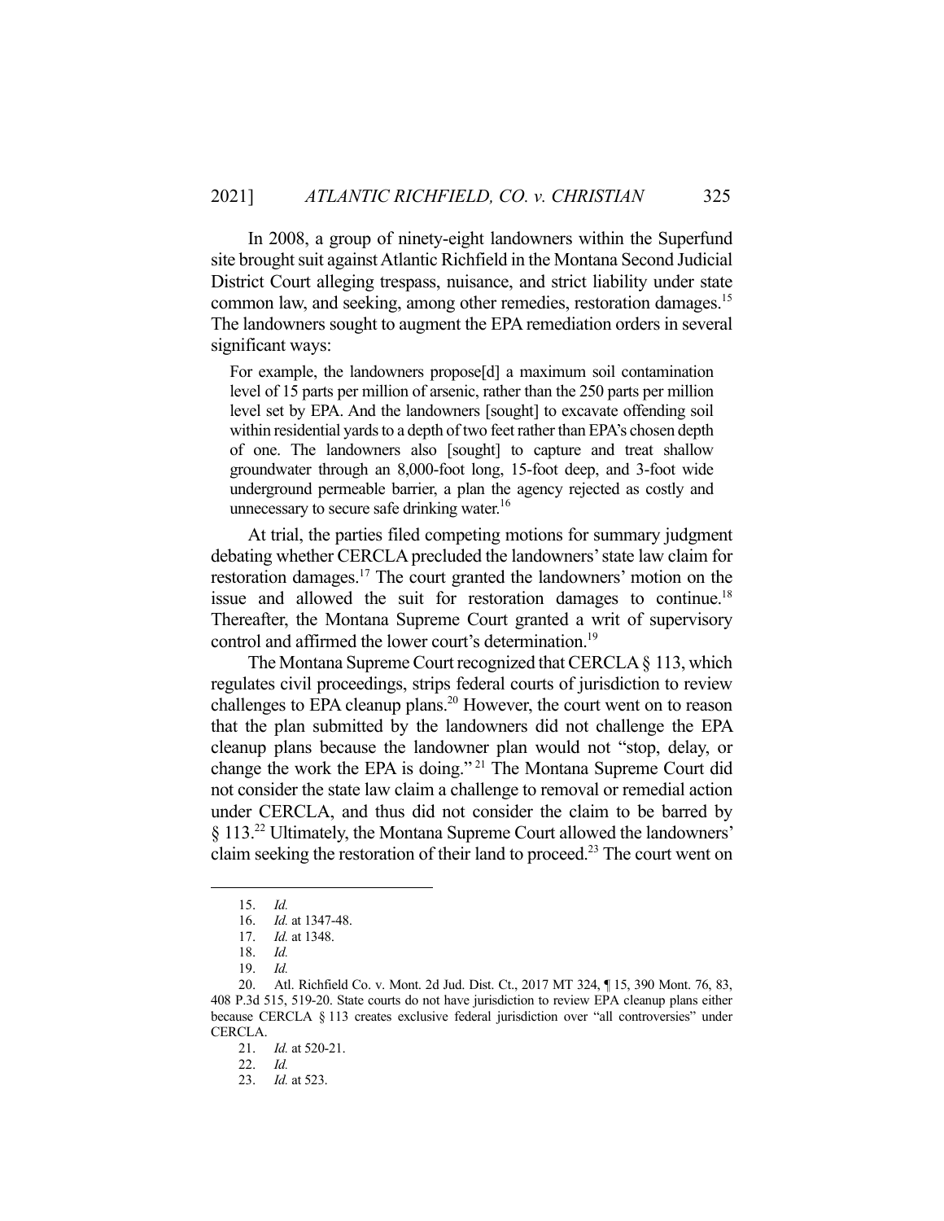In 2008, a group of ninety-eight landowners within the Superfund site brought suit against Atlantic Richfield in the Montana Second Judicial District Court alleging trespass, nuisance, and strict liability under state common law, and seeking, among other remedies, restoration damages.[15] The landowners sought to augment the EPA remediation orders in several significant ways:

> For example, the landowners propose[d] a maximum soil contamination level of 15 parts per million of arsenic, rather than the 250 parts per million level set by EPA. And the landowners [sought] to excavate offending soil within residential yards to a depth of two feet rather than EPA's chosen depth of one. The landowners also [sought] to capture and treat shallow groundwater through an 8,000-foot long, 15-foot deep, and 3-foot wide underground permeable barrier, a plan the agency rejected as costly and unnecessary to secure safe drinking water.[16]

At trial, the parties filed competing motions for summary judgment debating whether CERCLA precluded the landowners' state law claim for restoration damages.[17] The court granted the landowners' motion on the issue and allowed the suit for restoration damages to continue.[18] Thereafter, the Montana Supreme Court granted a writ of supervisory control and affirmed the lower court's determination.[19]

The Montana Supreme Court recognized that CERCLA § 113, which regulates civil proceedings, strips federal courts of jurisdiction to review challenges to EPA cleanup plans.[20] However, the court went on to reason that the plan submitted by the landowners did not challenge the EPA cleanup plans because the landowner plan would not "stop, delay, or change the work the EPA is doing."[21] The Montana Supreme Court did not consider the state law claim a challenge to removal or remedial action under CERCLA, and thus did not consider the claim to be barred by § 113.[22] Ultimately, the Montana Supreme Court allowed the landowners' claim seeking the restoration of their land to proceed.[23] The court went on

---

15. *Id.*
16. *Id.* at 1347-48.
17. *Id.* at 1348.
18. *Id.*
19. *Id.*
20. Atl. Richfield Co. v. Mont. 2d Jud. Dist. Ct., 2017 MT 324, ¶ 15, 390 Mont. 76, 83, 408 P.3d 515, 519-20. State courts do not have jurisdiction to review EPA cleanup plans either because CERCLA § 113 creates exclusive federal jurisdiction over "all controversies" under CERCLA.
21. *Id.* at 520-21.
22. *Id.*
23. *Id.* at 523.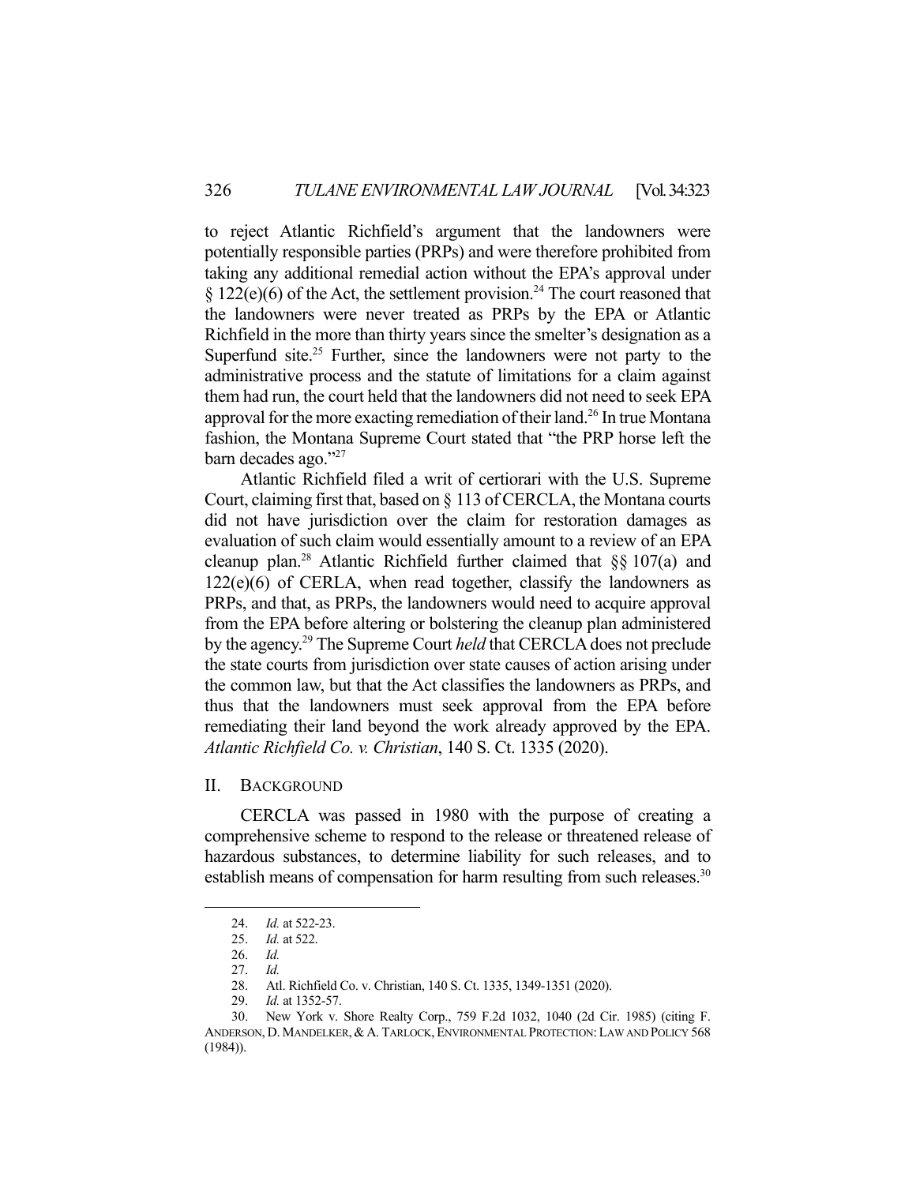to reject Atlantic Richfield's argument that the landowners were potentially responsible parties (PRPs) and were therefore prohibited from taking any additional remedial action without the EPA's approval under § 122(e)(6) of the Act, the settlement provision.[24] The court reasoned that the landowners were never treated as PRPs by the EPA or Atlantic Richfield in the more than thirty years since the smelter's designation as a Superfund site.[25] Further, since the landowners were not party to the administrative process and the statute of limitations for a claim against them had run, the court held that the landowners did not need to seek EPA approval for the more exacting remediation of their land.[26] In true Montana fashion, the Montana Supreme Court stated that "the PRP horse left the barn decades ago."[27]

Atlantic Richfield filed a writ of certiorari with the U.S. Supreme Court, claiming first that, based on § 113 of CERCLA, the Montana courts did not have jurisdiction over the claim for restoration damages as evaluation of such claim would essentially amount to a review of an EPA cleanup plan.[28] Atlantic Richfield further claimed that §§ 107(a) and 122(e)(6) of CERLA, when read together, classify the landowners as PRPs, and that, as PRPs, the landowners would need to acquire approval from the EPA before altering or bolstering the cleanup plan administered by the agency.[29] The Supreme Court *held* that CERCLA does not preclude the state courts from jurisdiction over state causes of action arising under the common law, but that the Act classifies the landowners as PRPs, and thus that the landowners must seek approval from the EPA before remediating their land beyond the work already approved by the EPA. *Atlantic Richfield Co. v. Christian*, 140 S. Ct. 1335 (2020).

## II. BACKGROUND

CERCLA was passed in 1980 with the purpose of creating a comprehensive scheme to respond to the release or threatened release of hazardous substances, to determine liability for such releases, and to establish means of compensation for harm resulting from such releases.[30]

---

24. *Id.* at 522-23.
25. *Id.* at 522.
26. *Id.*
27. *Id.*
28. Atl. Richfield Co. v. Christian, 140 S. Ct. 1335, 1349-1351 (2020).
29. *Id.* at 1352-57.
30. New York v. Shore Realty Corp., 759 F.2d 1032, 1040 (2d Cir. 1985) (citing F. ANDERSON, D. MANDELKER, & A. TARLOCK, ENVIRONMENTAL PROTECTION: LAW AND POLICY 568 (1984)).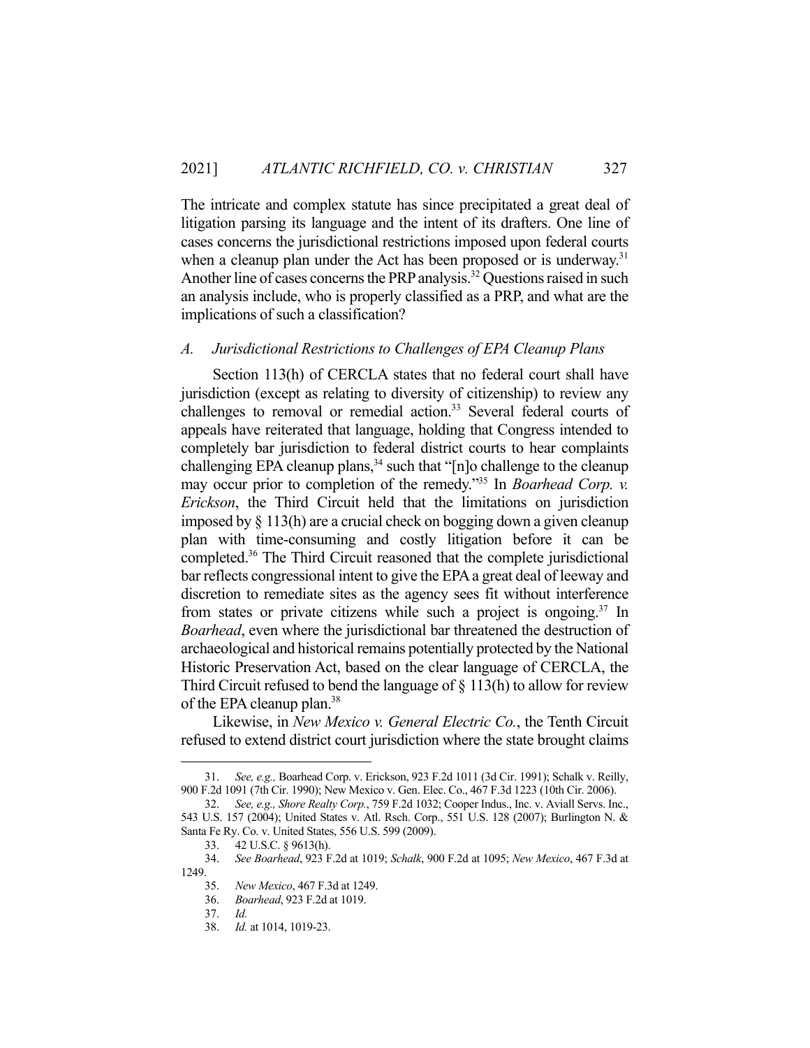The intricate and complex statute has since precipitated a great deal of litigation parsing its language and the intent of its drafters. One line of cases concerns the jurisdictional restrictions imposed upon federal courts when a cleanup plan under the Act has been proposed or is underway.[31] Another line of cases concerns the PRP analysis.[32] Questions raised in such an analysis include, who is properly classified as a PRP, and what are the implications of such a classification?

### *A. Jurisdictional Restrictions to Challenges of EPA Cleanup Plans*

Section 113(h) of CERCLA states that no federal court shall have jurisdiction (except as relating to diversity of citizenship) to review any challenges to removal or remedial action.[33] Several federal courts of appeals have reiterated that language, holding that Congress intended to completely bar jurisdiction to federal district courts to hear complaints challenging EPA cleanup plans,[34] such that "[n]o challenge to the cleanup may occur prior to completion of the remedy."[35] In *Boarhead Corp. v. Erickson*, the Third Circuit held that the limitations on jurisdiction imposed by § 113(h) are a crucial check on bogging down a given cleanup plan with time-consuming and costly litigation before it can be completed.[36] The Third Circuit reasoned that the complete jurisdictional bar reflects congressional intent to give the EPA a great deal of leeway and discretion to remediate sites as the agency sees fit without interference from states or private citizens while such a project is ongoing.[37] In *Boarhead*, even where the jurisdictional bar threatened the destruction of archaeological and historical remains potentially protected by the National Historic Preservation Act, based on the clear language of CERCLA, the Third Circuit refused to bend the language of § 113(h) to allow for review of the EPA cleanup plan.[38]

Likewise, in *New Mexico v. General Electric Co.*, the Tenth Circuit refused to extend district court jurisdiction where the state brought claims

---

31. *See, e.g.,* Boarhead Corp. v. Erickson, 923 F.2d 1011 (3d Cir. 1991); Schalk v. Reilly, 900 F.2d 1091 (7th Cir. 1990); New Mexico v. Gen. Elec. Co., 467 F.3d 1223 (10th Cir. 2006).

32. *See, e.g., Shore Realty Corp.*, 759 F.2d 1032; Cooper Indus., Inc. v. Aviall Servs. Inc., 543 U.S. 157 (2004); United States v. Atl. Rsch. Corp., 551 U.S. 128 (2007); Burlington N. & Santa Fe Ry. Co. v. United States, 556 U.S. 599 (2009).

33. 42 U.S.C. § 9613(h).

34. *See Boarhead*, 923 F.2d at 1019; *Schalk*, 900 F.2d at 1095; *New Mexico*, 467 F.3d at 1249.

35. *New Mexico*, 467 F.3d at 1249.

36. *Boarhead*, 923 F.2d at 1019.

37. *Id.*

38. *Id.* at 1014, 1019-23.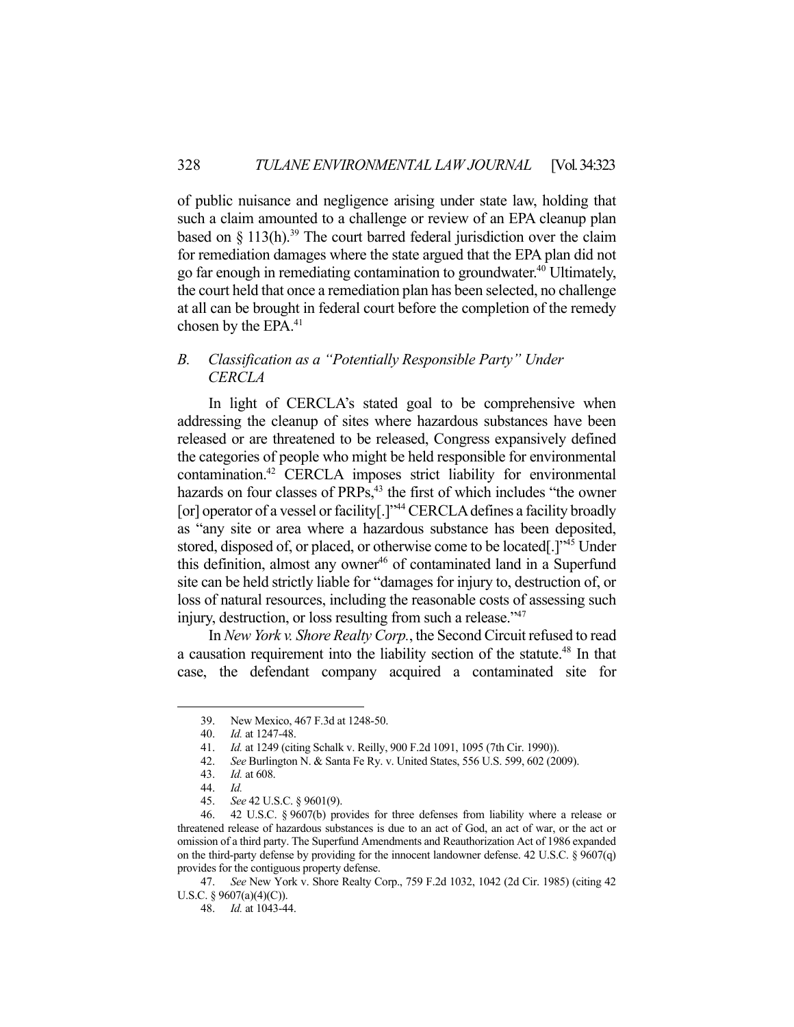of public nuisance and negligence arising under state law, holding that such a claim amounted to a challenge or review of an EPA cleanup plan based on § 113(h).[39] The court barred federal jurisdiction over the claim for remediation damages where the state argued that the EPA plan did not go far enough in remediating contamination to groundwater.[40] Ultimately, the court held that once a remediation plan has been selected, no challenge at all can be brought in federal court before the completion of the remedy chosen by the EPA.[41]

### *B. Classification as a "Potentially Responsible Party" Under CERCLA*

In light of CERCLA's stated goal to be comprehensive when addressing the cleanup of sites where hazardous substances have been released or are threatened to be released, Congress expansively defined the categories of people who might be held responsible for environmental contamination.[42] CERCLA imposes strict liability for environmental hazards on four classes of PRPs,[43] the first of which includes "the owner [or] operator of a vessel or facility[.]"[44] CERCLA defines a facility broadly as "any site or area where a hazardous substance has been deposited, stored, disposed of, or placed, or otherwise come to be located[.]"[45] Under this definition, almost any owner[46] of contaminated land in a Superfund site can be held strictly liable for "damages for injury to, destruction of, or loss of natural resources, including the reasonable costs of assessing such injury, destruction, or loss resulting from such a release."[47]

In *New York v. Shore Realty Corp.*, the Second Circuit refused to read a causation requirement into the liability section of the statute.[48] In that case, the defendant company acquired a contaminated site for

---

39. New Mexico, 467 F.3d at 1248-50.

40. *Id.* at 1247-48.

41. *Id.* at 1249 (citing Schalk v. Reilly, 900 F.2d 1091, 1095 (7th Cir. 1990)).

42. *See* Burlington N. & Santa Fe Ry. v. United States, 556 U.S. 599, 602 (2009).

43. *Id.* at 608.

44. *Id.*

45. *See* 42 U.S.C. § 9601(9).

46. 42 U.S.C. § 9607(b) provides for three defenses from liability where a release or threatened release of hazardous substances is due to an act of God, an act of war, or the act or omission of a third party. The Superfund Amendments and Reauthorization Act of 1986 expanded on the third-party defense by providing for the innocent landowner defense. 42 U.S.C. § 9607(q) provides for the contiguous property defense.

47. *See* New York v. Shore Realty Corp., 759 F.2d 1032, 1042 (2d Cir. 1985) (citing 42 U.S.C. § 9607(a)(4)(C)).

48. *Id.* at 1043-44.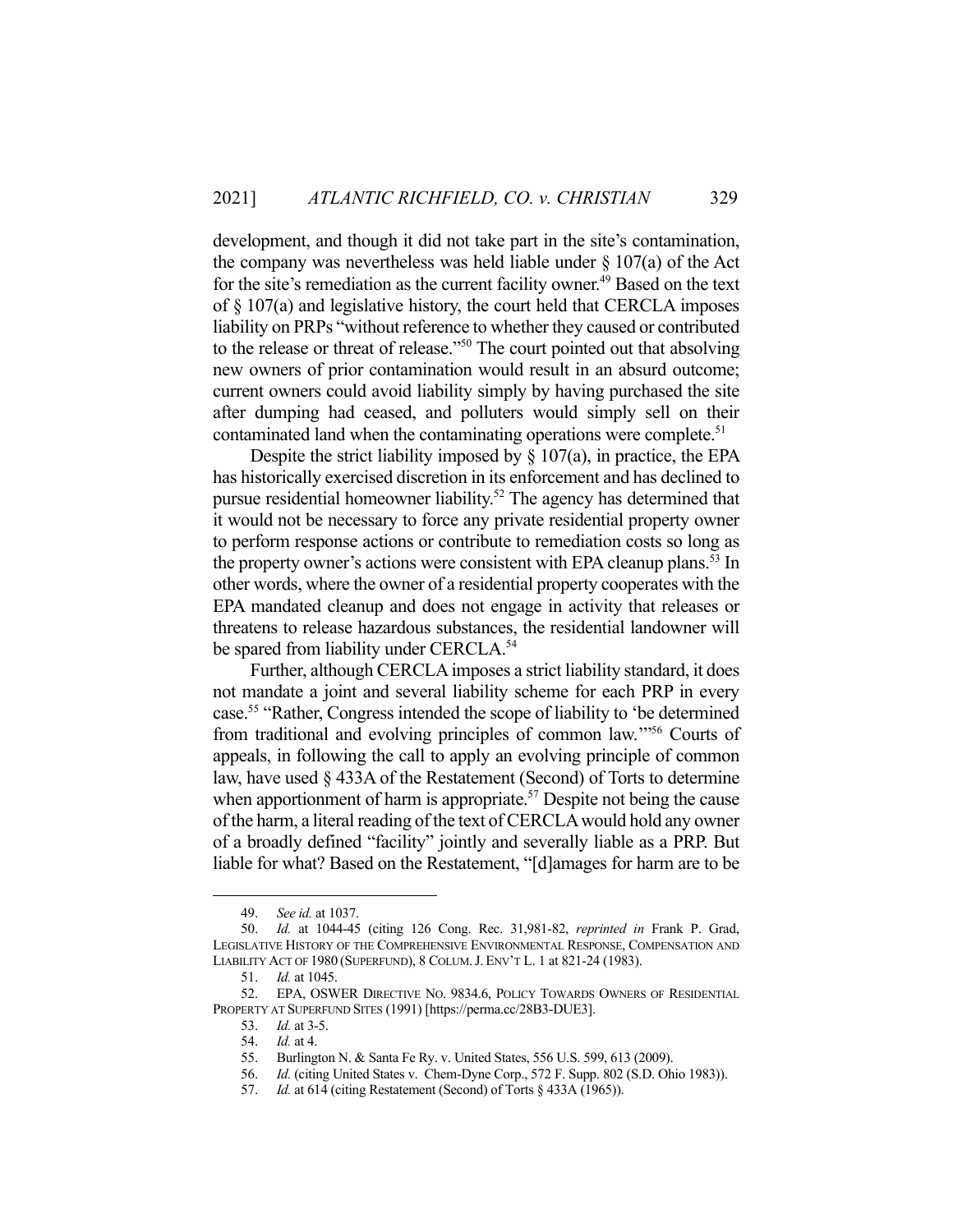development, and though it did not take part in the site's contamination, the company was nevertheless was held liable under § 107(a) of the Act for the site's remediation as the current facility owner.[49] Based on the text of § 107(a) and legislative history, the court held that CERCLA imposes liability on PRPs "without reference to whether they caused or contributed to the release or threat of release."[50] The court pointed out that absolving new owners of prior contamination would result in an absurd outcome; current owners could avoid liability simply by having purchased the site after dumping had ceased, and polluters would simply sell on their contaminated land when the contaminating operations were complete.[51]

Despite the strict liability imposed by § 107(a), in practice, the EPA has historically exercised discretion in its enforcement and has declined to pursue residential homeowner liability.[52] The agency has determined that it would not be necessary to force any private residential property owner to perform response actions or contribute to remediation costs so long as the property owner's actions were consistent with EPA cleanup plans.[53] In other words, where the owner of a residential property cooperates with the EPA mandated cleanup and does not engage in activity that releases or threatens to release hazardous substances, the residential landowner will be spared from liability under CERCLA.[54]

Further, although CERCLA imposes a strict liability standard, it does not mandate a joint and several liability scheme for each PRP in every case.[55] "Rather, Congress intended the scope of liability to 'be determined from traditional and evolving principles of common law.'"[56] Courts of appeals, in following the call to apply an evolving principle of common law, have used § 433A of the Restatement (Second) of Torts to determine when apportionment of harm is appropriate.[57] Despite not being the cause of the harm, a literal reading of the text of CERCLA would hold any owner of a broadly defined "facility" jointly and severally liable as a PRP. But liable for what? Based on the Restatement, "[d]amages for harm are to be

---

49. *See id.* at 1037.

50. *Id.* at 1044-45 (citing 126 Cong. Rec. 31,981-82, *reprinted in* Frank P. Grad, LEGISLATIVE HISTORY OF THE COMPREHENSIVE ENVIRONMENTAL RESPONSE, COMPENSATION AND LIABILITY ACT OF 1980 (SUPERFUND), 8 COLUM. J. ENV'T L. 1 at 821-24 (1983).

51. *Id.* at 1045.

52. EPA, OSWER DIRECTIVE NO. 9834.6, POLICY TOWARDS OWNERS OF RESIDENTIAL PROPERTY AT SUPERFUND SITES (1991) [https://perma.cc/28B3-DUE3].

53. *Id.* at 3-5.

54. *Id.* at 4.

55. Burlington N. & Santa Fe Ry. v. United States, 556 U.S. 599, 613 (2009).

56. *Id.* (citing United States v. Chem-Dyne Corp., 572 F. Supp. 802 (S.D. Ohio 1983)).

57. *Id.* at 614 (citing Restatement (Second) of Torts § 433A (1965)).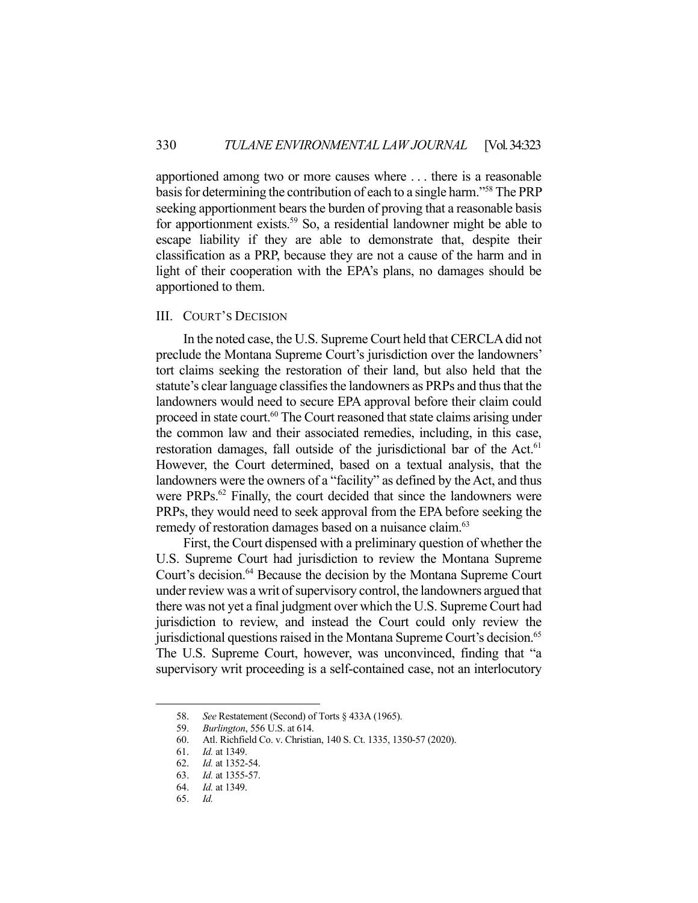apportioned among two or more causes where . . . there is a reasonable basis for determining the contribution of each to a single harm."[58] The PRP seeking apportionment bears the burden of proving that a reasonable basis for apportionment exists.[59] So, a residential landowner might be able to escape liability if they are able to demonstrate that, despite their classification as a PRP, because they are not a cause of the harm and in light of their cooperation with the EPA's plans, no damages should be apportioned to them.

## III. Court's Decision

In the noted case, the U.S. Supreme Court held that CERCLA did not preclude the Montana Supreme Court's jurisdiction over the landowners' tort claims seeking the restoration of their land, but also held that the statute's clear language classifies the landowners as PRPs and thus that the landowners would need to secure EPA approval before their claim could proceed in state court.[60] The Court reasoned that state claims arising under the common law and their associated remedies, including, in this case, restoration damages, fall outside of the jurisdictional bar of the Act.[61] However, the Court determined, based on a textual analysis, that the landowners were the owners of a "facility" as defined by the Act, and thus were PRPs.[62] Finally, the court decided that since the landowners were PRPs, they would need to seek approval from the EPA before seeking the remedy of restoration damages based on a nuisance claim.[63]

First, the Court dispensed with a preliminary question of whether the U.S. Supreme Court had jurisdiction to review the Montana Supreme Court's decision.[64] Because the decision by the Montana Supreme Court under review was a writ of supervisory control, the landowners argued that there was not yet a final judgment over which the U.S. Supreme Court had jurisdiction to review, and instead the Court could only review the jurisdictional questions raised in the Montana Supreme Court's decision.[65] The U.S. Supreme Court, however, was unconvinced, finding that "a supervisory writ proceeding is a self-contained case, not an interlocutory

---

58. *See* Restatement (Second) of Torts § 433A (1965).
59. *Burlington*, 556 U.S. at 614.
60. Atl. Richfield Co. v. Christian, 140 S. Ct. 1335, 1350-57 (2020).
61. *Id.* at 1349.
62. *Id.* at 1352-54.
63. *Id.* at 1355-57.
64. *Id.* at 1349.
65. *Id.*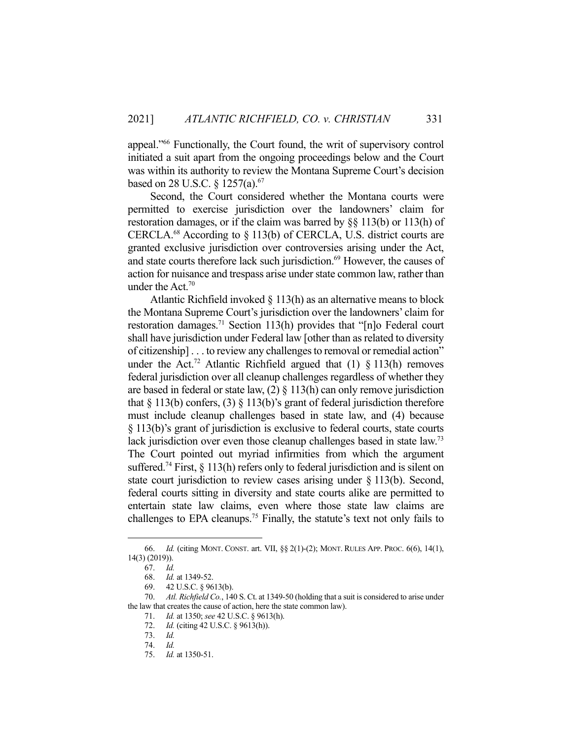appeal."[66] Functionally, the Court found, the writ of supervisory control initiated a suit apart from the ongoing proceedings below and the Court was within its authority to review the Montana Supreme Court's decision based on 28 U.S.C. § 1257(a).[67]

Second, the Court considered whether the Montana courts were permitted to exercise jurisdiction over the landowners' claim for restoration damages, or if the claim was barred by §§ 113(b) or 113(h) of CERCLA.[68] According to § 113(b) of CERCLA, U.S. district courts are granted exclusive jurisdiction over controversies arising under the Act, and state courts therefore lack such jurisdiction.[69] However, the causes of action for nuisance and trespass arise under state common law, rather than under the Act.[70]

Atlantic Richfield invoked § 113(h) as an alternative means to block the Montana Supreme Court's jurisdiction over the landowners' claim for restoration damages.[71] Section 113(h) provides that "[n]o Federal court shall have jurisdiction under Federal law [other than as related to diversity of citizenship] . . . to review any challenges to removal or remedial action" under the Act.[72] Atlantic Richfield argued that (1) § 113(h) removes federal jurisdiction over all cleanup challenges regardless of whether they are based in federal or state law, (2) § 113(h) can only remove jurisdiction that § 113(b) confers, (3) § 113(b)'s grant of federal jurisdiction therefore must include cleanup challenges based in state law, and (4) because § 113(b)'s grant of jurisdiction is exclusive to federal courts, state courts lack jurisdiction over even those cleanup challenges based in state law.[73] The Court pointed out myriad infirmities from which the argument suffered.[74] First, § 113(h) refers only to federal jurisdiction and is silent on state court jurisdiction to review cases arising under § 113(b). Second, federal courts sitting in diversity and state courts alike are permitted to entertain state law claims, even where those state law claims are challenges to EPA cleanups.[75] Finally, the statute's text not only fails to

---

66. *Id.* (citing MONT. CONST. art. VII, §§ 2(1)-(2); MONT. RULES APP. PROC. 6(6), 14(1), 14(3) (2019)).

67. *Id.*

68. *Id.* at 1349-52.

69. 42 U.S.C. § 9613(b).

70. *Atl. Richfield Co.*, 140 S. Ct. at 1349-50 (holding that a suit is considered to arise under the law that creates the cause of action, here the state common law).

71. *Id.* at 1350; *see* 42 U.S.C. § 9613(h).

72. *Id.* (citing 42 U.S.C. § 9613(h)).

73. *Id.*

74. *Id.*

75. *Id.* at 1350-51.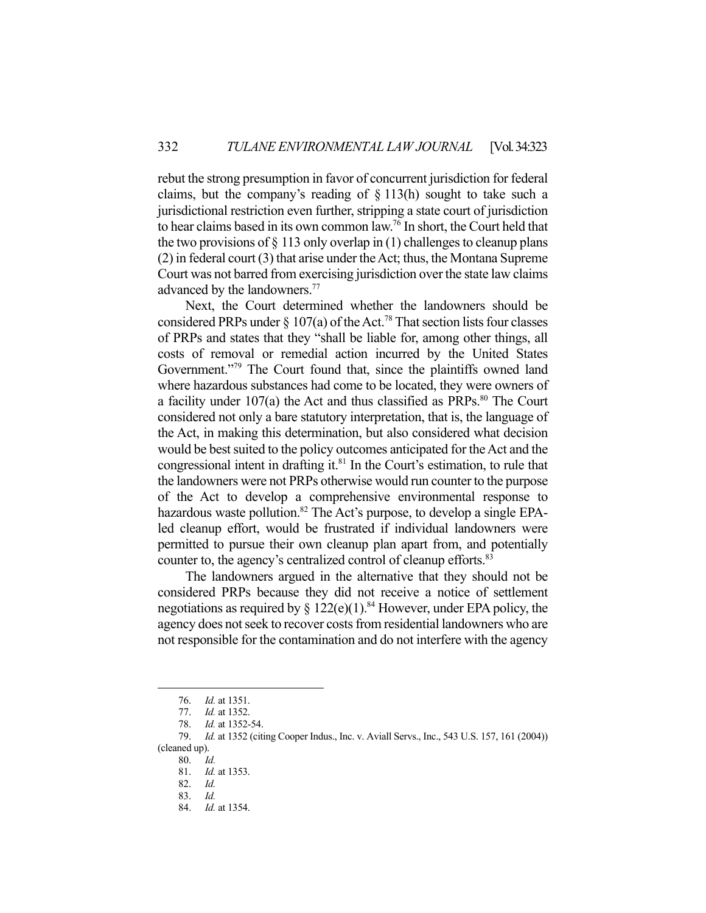rebut the strong presumption in favor of concurrent jurisdiction for federal claims, but the company's reading of § 113(h) sought to take such a jurisdictional restriction even further, stripping a state court of jurisdiction to hear claims based in its own common law.[76] In short, the Court held that the two provisions of § 113 only overlap in (1) challenges to cleanup plans (2) in federal court (3) that arise under the Act; thus, the Montana Supreme Court was not barred from exercising jurisdiction over the state law claims advanced by the landowners.[77]

Next, the Court determined whether the landowners should be considered PRPs under § 107(a) of the Act.[78] That section lists four classes of PRPs and states that they "shall be liable for, among other things, all costs of removal or remedial action incurred by the United States Government."[79] The Court found that, since the plaintiffs owned land where hazardous substances had come to be located, they were owners of a facility under 107(a) the Act and thus classified as PRPs.[80] The Court considered not only a bare statutory interpretation, that is, the language of the Act, in making this determination, but also considered what decision would be best suited to the policy outcomes anticipated for the Act and the congressional intent in drafting it.[81] In the Court's estimation, to rule that the landowners were not PRPs otherwise would run counter to the purpose of the Act to develop a comprehensive environmental response to hazardous waste pollution.[82] The Act's purpose, to develop a single EPA-led cleanup effort, would be frustrated if individual landowners were permitted to pursue their own cleanup plan apart from, and potentially counter to, the agency's centralized control of cleanup efforts.[83]

The landowners argued in the alternative that they should not be considered PRPs because they did not receive a notice of settlement negotiations as required by § 122(e)(1).[84] However, under EPA policy, the agency does not seek to recover costs from residential landowners who are not responsible for the contamination and do not interfere with the agency

---

76. *Id.* at 1351.

77. *Id.* at 1352.

78. *Id.* at 1352-54.

79. *Id.* at 1352 (citing Cooper Indus., Inc. v. Aviall Servs., Inc., 543 U.S. 157, 161 (2004)) (cleaned up).

80. *Id.*

81. *Id.* at 1353.

82. *Id.*

83. *Id.*

84. *Id.* at 1354.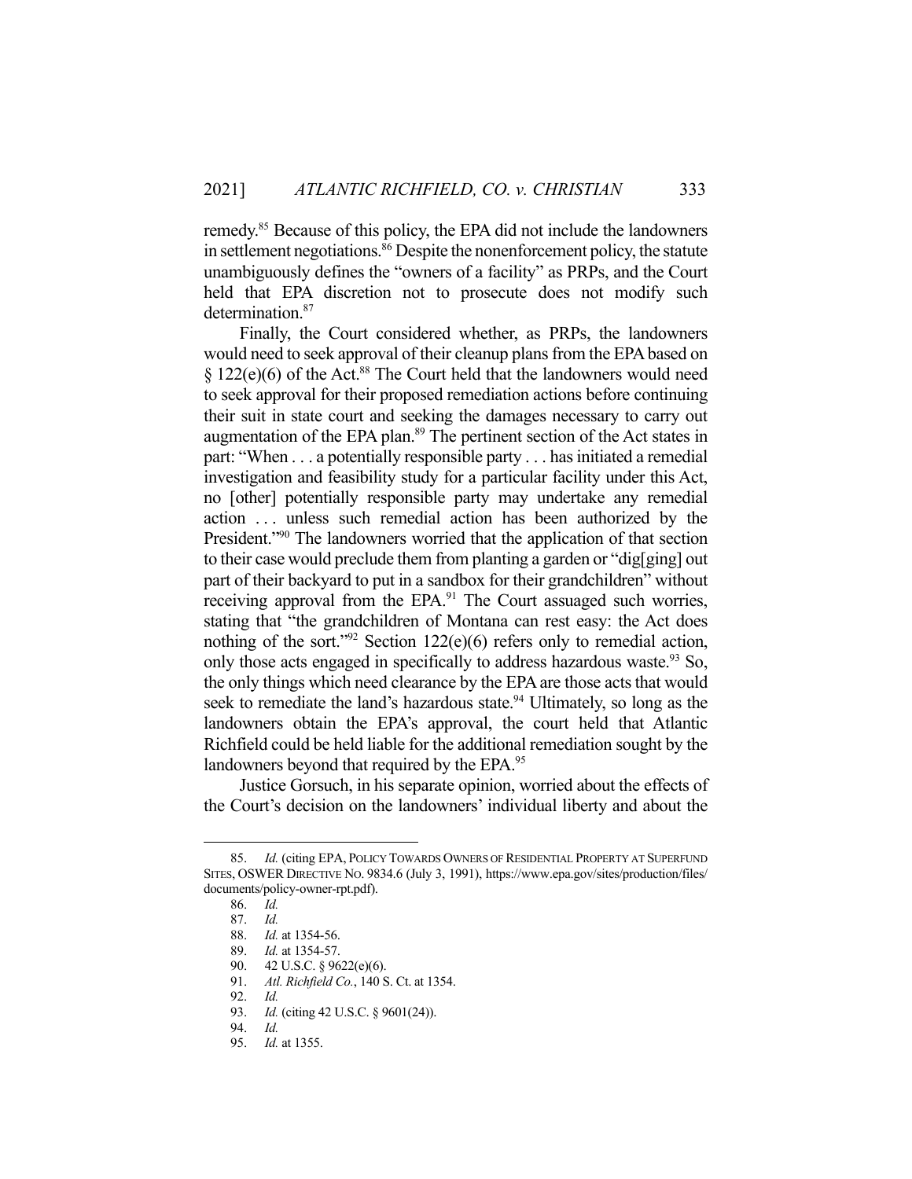remedy.[85] Because of this policy, the EPA did not include the landowners in settlement negotiations.[86] Despite the nonenforcement policy, the statute unambiguously defines the "owners of a facility" as PRPs, and the Court held that EPA discretion not to prosecute does not modify such determination.[87]

Finally, the Court considered whether, as PRPs, the landowners would need to seek approval of their cleanup plans from the EPA based on § 122(e)(6) of the Act.[88] The Court held that the landowners would need to seek approval for their proposed remediation actions before continuing their suit in state court and seeking the damages necessary to carry out augmentation of the EPA plan.[89] The pertinent section of the Act states in part: "When . . . a potentially responsible party . . . has initiated a remedial investigation and feasibility study for a particular facility under this Act, no [other] potentially responsible party may undertake any remedial action . . . unless such remedial action has been authorized by the President."[90] The landowners worried that the application of that section to their case would preclude them from planting a garden or "dig[ging] out part of their backyard to put in a sandbox for their grandchildren" without receiving approval from the EPA.[91] The Court assuaged such worries, stating that "the grandchildren of Montana can rest easy: the Act does nothing of the sort."[92] Section 122(e)(6) refers only to remedial action, only those acts engaged in specifically to address hazardous waste.[93] So, the only things which need clearance by the EPA are those acts that would seek to remediate the land's hazardous state.[94] Ultimately, so long as the landowners obtain the EPA's approval, the court held that Atlantic Richfield could be held liable for the additional remediation sought by the landowners beyond that required by the EPA.[95]

Justice Gorsuch, in his separate opinion, worried about the effects of the Court's decision on the landowners' individual liberty and about the

---

85. *Id.* (citing EPA, POLICY TOWARDS OWNERS OF RESIDENTIAL PROPERTY AT SUPERFUND SITES, OSWER DIRECTIVE NO. 9834.6 (July 3, 1991), https://www.epa.gov/sites/production/files/documents/policy-owner-rpt.pdf).

86. *Id.*

87. *Id.*

88. *Id.* at 1354-56.

89. *Id.* at 1354-57.

90. 42 U.S.C. § 9622(e)(6).

91. *Atl. Richfield Co.*, 140 S. Ct. at 1354.

92. *Id.*

93. *Id.* (citing 42 U.S.C. § 9601(24)).

94. *Id.*

95. *Id.* at 1355.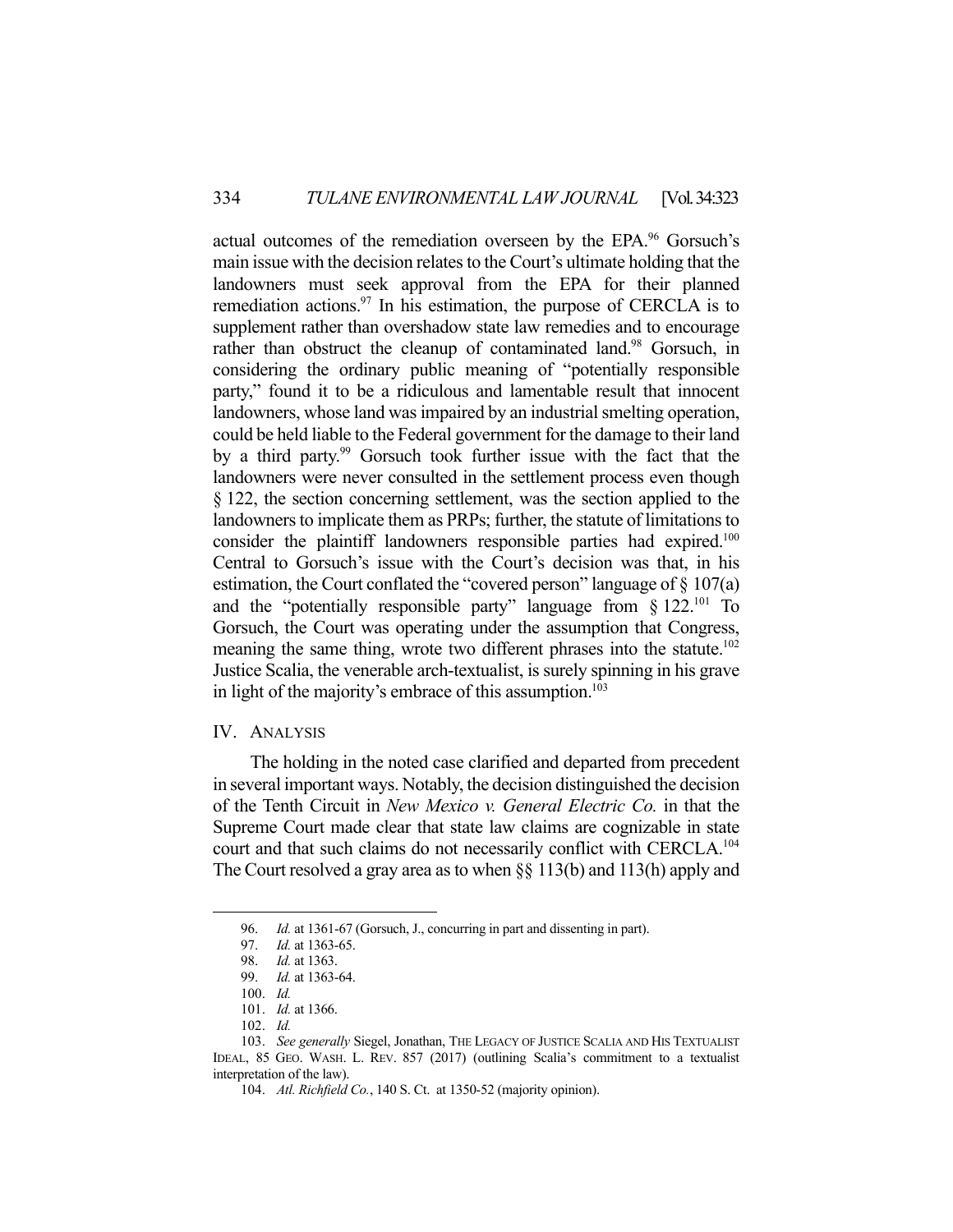actual outcomes of the remediation overseen by the EPA.[96] Gorsuch's main issue with the decision relates to the Court's ultimate holding that the landowners must seek approval from the EPA for their planned remediation actions.[97] In his estimation, the purpose of CERCLA is to supplement rather than overshadow state law remedies and to encourage rather than obstruct the cleanup of contaminated land.[98] Gorsuch, in considering the ordinary public meaning of "potentially responsible party," found it to be a ridiculous and lamentable result that innocent landowners, whose land was impaired by an industrial smelting operation, could be held liable to the Federal government for the damage to their land by a third party.[99] Gorsuch took further issue with the fact that the landowners were never consulted in the settlement process even though § 122, the section concerning settlement, was the section applied to the landowners to implicate them as PRPs; further, the statute of limitations to consider the plaintiff landowners responsible parties had expired.[100] Central to Gorsuch's issue with the Court's decision was that, in his estimation, the Court conflated the "covered person" language of § 107(a) and the "potentially responsible party" language from § 122.[101] To Gorsuch, the Court was operating under the assumption that Congress, meaning the same thing, wrote two different phrases into the statute.[102] Justice Scalia, the venerable arch-textualist, is surely spinning in his grave in light of the majority's embrace of this assumption.[103]

## IV. ANALYSIS

The holding in the noted case clarified and departed from precedent in several important ways. Notably, the decision distinguished the decision of the Tenth Circuit in *New Mexico v. General Electric Co.* in that the Supreme Court made clear that state law claims are cognizable in state court and that such claims do not necessarily conflict with CERCLA.[104] The Court resolved a gray area as to when §§ 113(b) and 113(h) apply and

---

96. *Id.* at 1361-67 (Gorsuch, J., concurring in part and dissenting in part).

97. *Id.* at 1363-65.

98. *Id.* at 1363.

99. *Id.* at 1363-64.

100. *Id.*

101. *Id.* at 1366.

102. *Id.*

103. *See generally* Siegel, Jonathan, THE LEGACY OF JUSTICE SCALIA AND HIS TEXTUALIST IDEAL, 85 GEO. WASH. L. REV. 857 (2017) (outlining Scalia's commitment to a textualist interpretation of the law).

104. *Atl. Richfield Co.*, 140 S. Ct. at 1350-52 (majority opinion).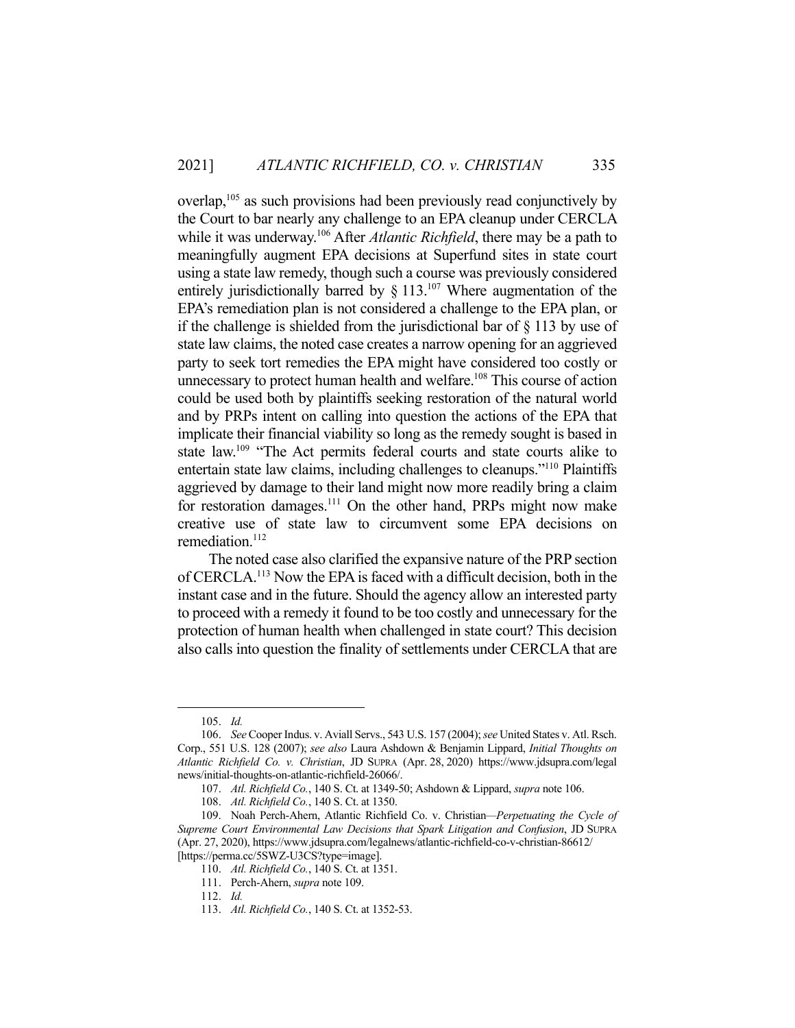overlap,[105] as such provisions had been previously read conjunctively by the Court to bar nearly any challenge to an EPA cleanup under CERCLA while it was underway.[106] After *Atlantic Richfield*, there may be a path to meaningfully augment EPA decisions at Superfund sites in state court using a state law remedy, though such a course was previously considered entirely jurisdictionally barred by § 113.[107] Where augmentation of the EPA's remediation plan is not considered a challenge to the EPA plan, or if the challenge is shielded from the jurisdictional bar of § 113 by use of state law claims, the noted case creates a narrow opening for an aggrieved party to seek tort remedies the EPA might have considered too costly or unnecessary to protect human health and welfare.[108] This course of action could be used both by plaintiffs seeking restoration of the natural world and by PRPs intent on calling into question the actions of the EPA that implicate their financial viability so long as the remedy sought is based in state law.[109] "The Act permits federal courts and state courts alike to entertain state law claims, including challenges to cleanups."[110] Plaintiffs aggrieved by damage to their land might now more readily bring a claim for restoration damages.[111] On the other hand, PRPs might now make creative use of state law to circumvent some EPA decisions on remediation.[112]

The noted case also clarified the expansive nature of the PRP section of CERCLA.[113] Now the EPA is faced with a difficult decision, both in the instant case and in the future. Should the agency allow an interested party to proceed with a remedy it found to be too costly and unnecessary for the protection of human health when challenged in state court? This decision also calls into question the finality of settlements under CERCLA that are

---

105. *Id.*

106. *See* Cooper Indus. v. Aviall Servs., 543 U.S. 157 (2004); *see* United States v. Atl. Rsch. Corp., 551 U.S. 128 (2007); *see also* Laura Ashdown & Benjamin Lippard, *Initial Thoughts on Atlantic Richfield Co. v. Christian*, JD SUPRA (Apr. 28, 2020) https://www.jdsupra.com/legalnews/initial-thoughts-on-atlantic-richfield-26066/.

107. *Atl. Richfield Co.*, 140 S. Ct. at 1349-50; Ashdown & Lippard, *supra* note 106.

108. *Atl. Richfield Co.*, 140 S. Ct. at 1350.

109. Noah Perch-Ahern, Atlantic Richfield Co. v. Christian*—Perpetuating the Cycle of Supreme Court Environmental Law Decisions that Spark Litigation and Confusion*, JD SUPRA (Apr. 27, 2020), https://www.jdsupra.com/legalnews/atlantic-richfield-co-v-christian-86612/ [https://perma.cc/5SWZ-U3CS?type=image].

110. *Atl. Richfield Co.*, 140 S. Ct. at 1351.

111. Perch-Ahern, *supra* note 109.

112. *Id.*

113. *Atl. Richfield Co.*, 140 S. Ct. at 1352-53.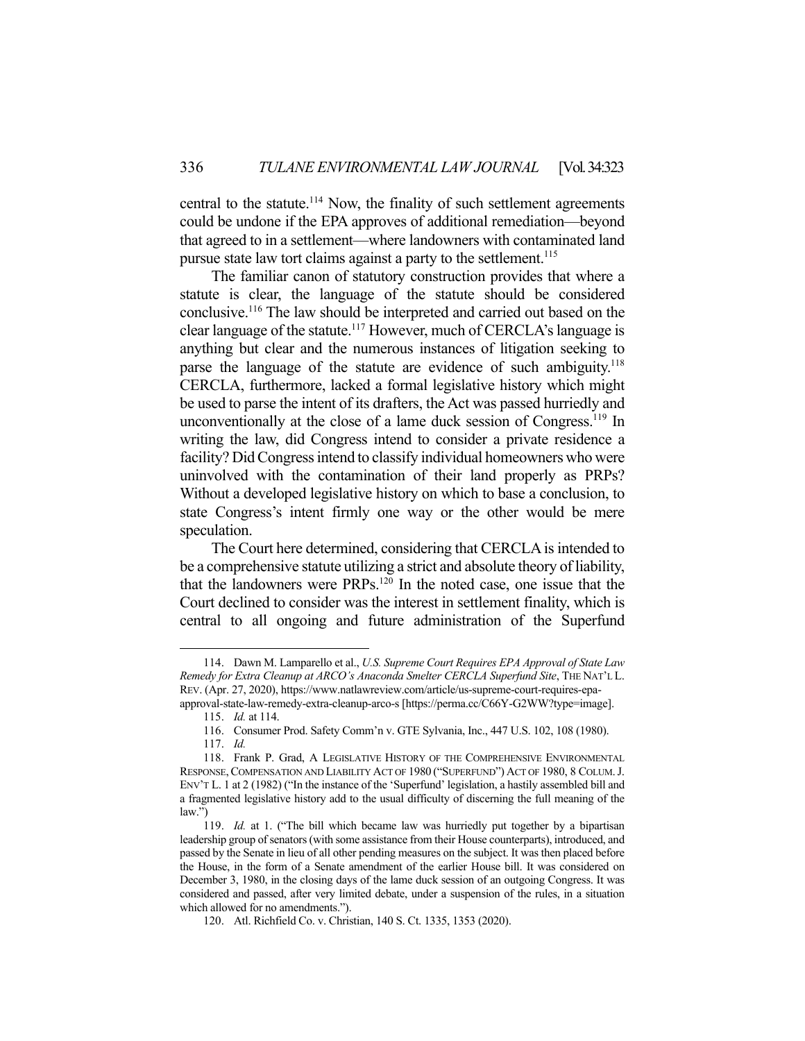central to the statute.[114] Now, the finality of such settlement agreements could be undone if the EPA approves of additional remediation—beyond that agreed to in a settlement—where landowners with contaminated land pursue state law tort claims against a party to the settlement.[115]

The familiar canon of statutory construction provides that where a statute is clear, the language of the statute should be considered conclusive.[116] The law should be interpreted and carried out based on the clear language of the statute.[117] However, much of CERCLA's language is anything but clear and the numerous instances of litigation seeking to parse the language of the statute are evidence of such ambiguity.[118] CERCLA, furthermore, lacked a formal legislative history which might be used to parse the intent of its drafters, the Act was passed hurriedly and unconventionally at the close of a lame duck session of Congress.[119] In writing the law, did Congress intend to consider a private residence a facility? Did Congress intend to classify individual homeowners who were uninvolved with the contamination of their land properly as PRPs? Without a developed legislative history on which to base a conclusion, to state Congress's intent firmly one way or the other would be mere speculation.

The Court here determined, considering that CERCLA is intended to be a comprehensive statute utilizing a strict and absolute theory of liability, that the landowners were PRPs.[120] In the noted case, one issue that the Court declined to consider was the interest in settlement finality, which is central to all ongoing and future administration of the Superfund

---

114. Dawn M. Lamparello et al., *U.S. Supreme Court Requires EPA Approval of State Law Remedy for Extra Cleanup at ARCO's Anaconda Smelter CERCLA Superfund Site*, THE NAT'L L. REV. (Apr. 27, 2020), https://www.natlawreview.com/article/us-supreme-court-requires-epa-approval-state-law-remedy-extra-cleanup-arco-s [https://perma.cc/C66Y-G2WW?type=image].

115. *Id.* at 114.

116. Consumer Prod. Safety Comm'n v. GTE Sylvania, Inc., 447 U.S. 102, 108 (1980).

117. *Id.*

118. Frank P. Grad, A LEGISLATIVE HISTORY OF THE COMPREHENSIVE ENVIRONMENTAL RESPONSE, COMPENSATION AND LIABILITY ACT OF 1980 ("SUPERFUND") ACT OF 1980, 8 COLUM. J. ENV'T L. 1 at 2 (1982) ("In the instance of the 'Superfund' legislation, a hastily assembled bill and a fragmented legislative history add to the usual difficulty of discerning the full meaning of the law.")

119. *Id.* at 1. ("The bill which became law was hurriedly put together by a bipartisan leadership group of senators (with some assistance from their House counterparts), introduced, and passed by the Senate in lieu of all other pending measures on the subject. It was then placed before the House, in the form of a Senate amendment of the earlier House bill. It was considered on December 3, 1980, in the closing days of the lame duck session of an outgoing Congress. It was considered and passed, after very limited debate, under a suspension of the rules, in a situation which allowed for no amendments.").

120. Atl. Richfield Co. v. Christian, 140 S. Ct. 1335, 1353 (2020).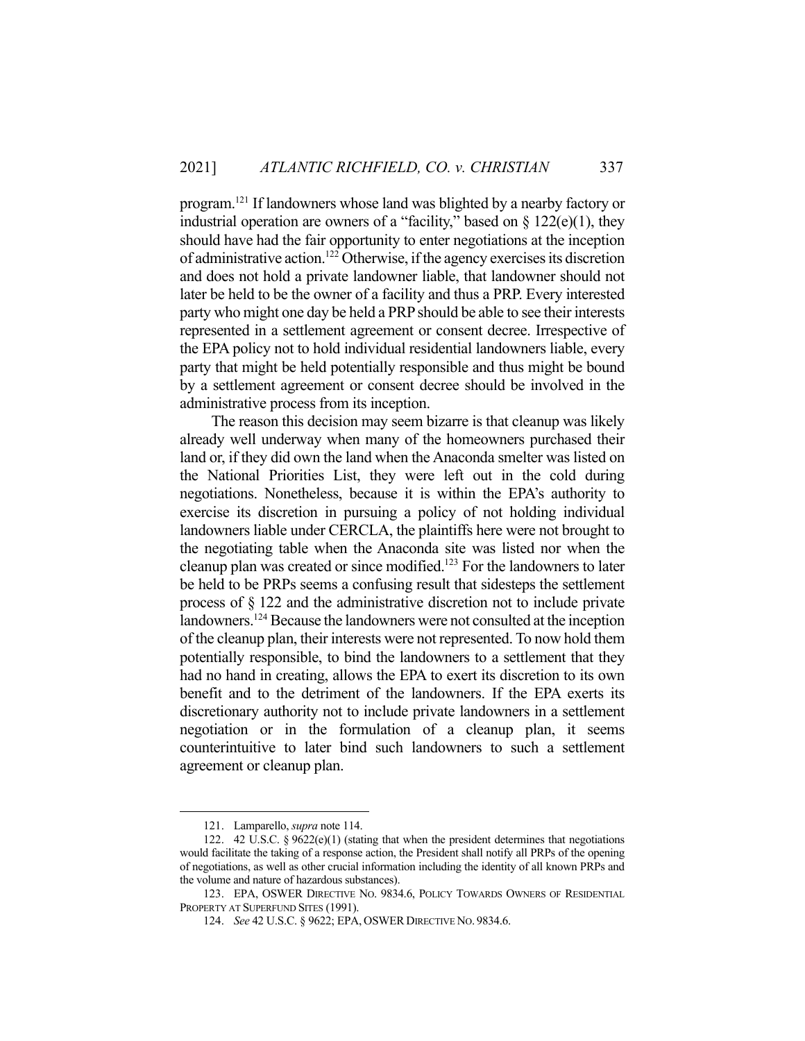program.[121] If landowners whose land was blighted by a nearby factory or industrial operation are owners of a "facility," based on § 122(e)(1), they should have had the fair opportunity to enter negotiations at the inception of administrative action.[122] Otherwise, if the agency exercises its discretion and does not hold a private landowner liable, that landowner should not later be held to be the owner of a facility and thus a PRP. Every interested party who might one day be held a PRP should be able to see their interests represented in a settlement agreement or consent decree. Irrespective of the EPA policy not to hold individual residential landowners liable, every party that might be held potentially responsible and thus might be bound by a settlement agreement or consent decree should be involved in the administrative process from its inception.

The reason this decision may seem bizarre is that cleanup was likely already well underway when many of the homeowners purchased their land or, if they did own the land when the Anaconda smelter was listed on the National Priorities List, they were left out in the cold during negotiations. Nonetheless, because it is within the EPA's authority to exercise its discretion in pursuing a policy of not holding individual landowners liable under CERCLA, the plaintiffs here were not brought to the negotiating table when the Anaconda site was listed nor when the cleanup plan was created or since modified.[123] For the landowners to later be held to be PRPs seems a confusing result that sidesteps the settlement process of § 122 and the administrative discretion not to include private landowners.[124] Because the landowners were not consulted at the inception of the cleanup plan, their interests were not represented. To now hold them potentially responsible, to bind the landowners to a settlement that they had no hand in creating, allows the EPA to exert its discretion to its own benefit and to the detriment of the landowners. If the EPA exerts its discretionary authority not to include private landowners in a settlement negotiation or in the formulation of a cleanup plan, it seems counterintuitive to later bind such landowners to such a settlement agreement or cleanup plan.

---

121. Lamparello, *supra* note 114.

122. 42 U.S.C. § 9622(e)(1) (stating that when the president determines that negotiations would facilitate the taking of a response action, the President shall notify all PRPs of the opening of negotiations, as well as other crucial information including the identity of all known PRPs and the volume and nature of hazardous substances).

123. EPA, OSWER DIRECTIVE NO. 9834.6, POLICY TOWARDS OWNERS OF RESIDENTIAL PROPERTY AT SUPERFUND SITES (1991).

124. *See* 42 U.S.C. § 9622; EPA, OSWER DIRECTIVE NO. 9834.6.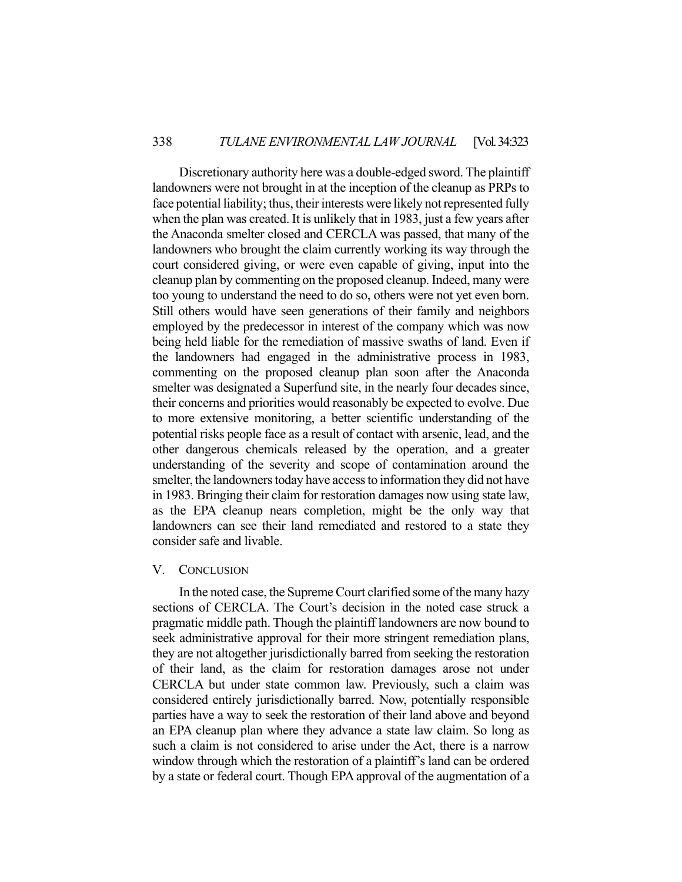Discretionary authority here was a double-edged sword. The plaintiff landowners were not brought in at the inception of the cleanup as PRPs to face potential liability; thus, their interests were likely not represented fully when the plan was created. It is unlikely that in 1983, just a few years after the Anaconda smelter closed and CERCLA was passed, that many of the landowners who brought the claim currently working its way through the court considered giving, or were even capable of giving, input into the cleanup plan by commenting on the proposed cleanup. Indeed, many were too young to understand the need to do so, others were not yet even born. Still others would have seen generations of their family and neighbors employed by the predecessor in interest of the company which was now being held liable for the remediation of massive swaths of land. Even if the landowners had engaged in the administrative process in 1983, commenting on the proposed cleanup plan soon after the Anaconda smelter was designated a Superfund site, in the nearly four decades since, their concerns and priorities would reasonably be expected to evolve. Due to more extensive monitoring, a better scientific understanding of the potential risks people face as a result of contact with arsenic, lead, and the other dangerous chemicals released by the operation, and a greater understanding of the severity and scope of contamination around the smelter, the landowners today have access to information they did not have in 1983. Bringing their claim for restoration damages now using state law, as the EPA cleanup nears completion, might be the only way that landowners can see their land remediated and restored to a state they consider safe and livable.

## V. Conclusion

In the noted case, the Supreme Court clarified some of the many hazy sections of CERCLA. The Court's decision in the noted case struck a pragmatic middle path. Though the plaintiff landowners are now bound to seek administrative approval for their more stringent remediation plans, they are not altogether jurisdictionally barred from seeking the restoration of their land, as the claim for restoration damages arose not under CERCLA but under state common law. Previously, such a claim was considered entirely jurisdictionally barred. Now, potentially responsible parties have a way to seek the restoration of their land above and beyond an EPA cleanup plan where they advance a state law claim. So long as such a claim is not considered to arise under the Act, there is a narrow window through which the restoration of a plaintiff's land can be ordered by a state or federal court. Though EPA approval of the augmentation of a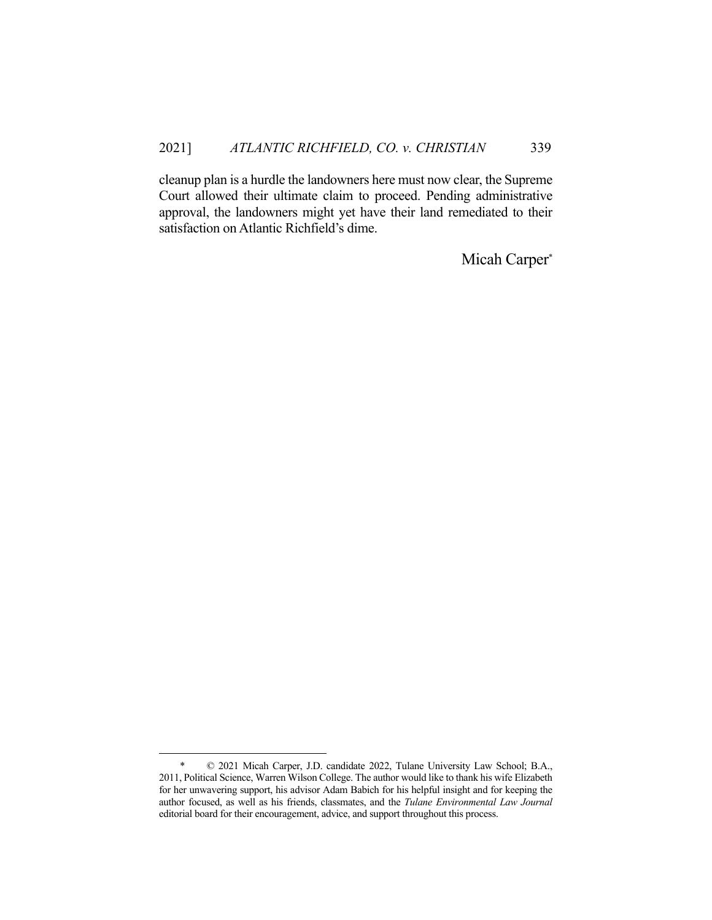cleanup plan is a hurdle the landowners here must now clear, the Supreme Court allowed their ultimate claim to proceed. Pending administrative approval, the landowners might yet have their land remediated to their satisfaction on Atlantic Richfield's dime.

Micah Carper*

\* © 2021 Micah Carper, J.D. candidate 2022, Tulane University Law School; B.A., 2011, Political Science, Warren Wilson College. The author would like to thank his wife Elizabeth for her unwavering support, his advisor Adam Babich for his helpful insight and for keeping the author focused, as well as his friends, classmates, and the *Tulane Environmental Law Journal* editorial board for their encouragement, advice, and support throughout this process.